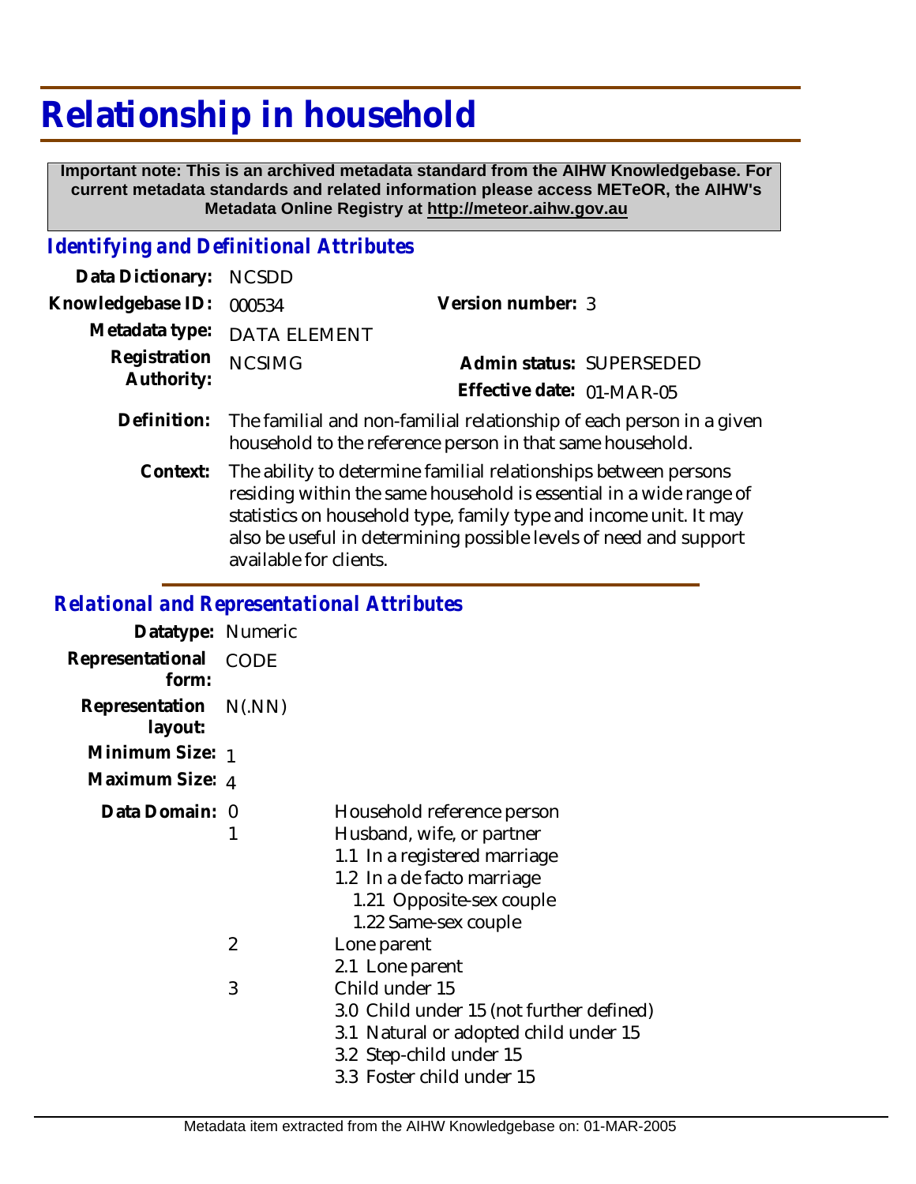# Relationship in household

**Important note: This is an archived metadata standard from the AIHW Knowledgebase. For current metadata standards and related information please access METeOR, the AIHW's Metadata Online Registry at http://meteor.aihw.gov.au**

## *Identifying and Definitional Attributes*

**Data Dictionary:** NCSDD

**Knowledgebase ID:** 000534

**Version number:** 3

**Metadata type:** DATA ELEMENT

**Registration Authority:** NCSIMG

**Admin status:** SUPERSEDED

**Effective date:** 01-MAR-05

**Definition:** The familial and non-familial relationship of each person in a given household to the reference person in that same household.

**Context:** The ability to determine familial relationships between persons residing within the same household is essential in a wide range of statistics on household type, family type and income unit. It may also be useful in determining possible levels of need and support available for clients.

## *Relational and Representational Attributes*

**Datatype:** Numeric

**Representational form:** CODE

**Representation layout:** N(.NN)

**Minimum Size:** 1

**Maximum Size:** 4

**Data Domain:**

0 Household reference person

1 Husband, wife, or partner
- 1.1 In a registered marriage
- 1.2 In a de facto marriage
  - 1.21 Opposite-sex couple
  - 1.22 Same-sex couple

2 Lone parent
- 2.1 Lone parent

3 Child under 15
- 3.0 Child under 15 (not further defined)
- 3.1 Natural or adopted child under 15
- 3.2 Step-child under 15
- 3.3 Foster child under 15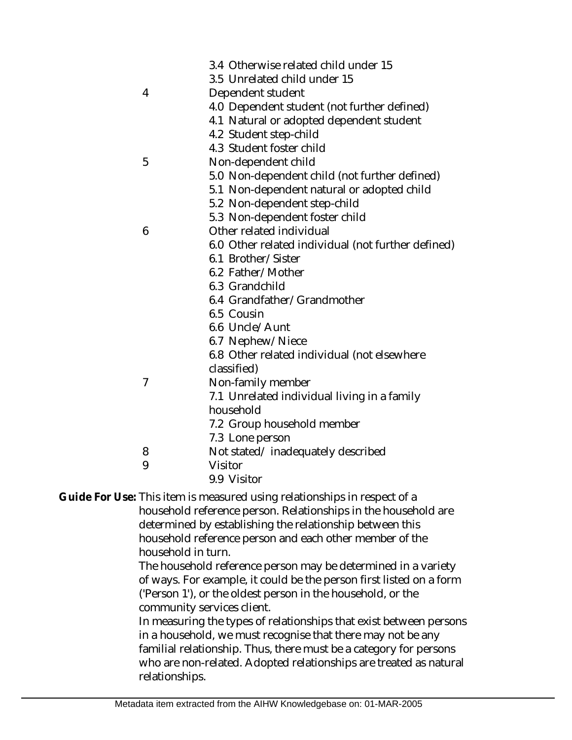| | |
|---|---|
| | 3.4 Otherwise related child under 15 |
| | 3.5 Unrelated child under 15 |
| 4 | Dependent student |
| | 4.0 Dependent student (not further defined) |
| | 4.1 Natural or adopted dependent student |
| | 4.2 Student step-child |
| | 4.3 Student foster child |
| 5 | Non-dependent child |
| | 5.0 Non-dependent child (not further defined) |
| | 5.1 Non-dependent natural or adopted child |
| | 5.2 Non-dependent step-child |
| | 5.3 Non-dependent foster child |
| 6 | Other related individual |
| | 6.0 Other related individual (not further defined) |
| | 6.1 Brother/Sister |
| | 6.2 Father/Mother |
| | 6.3 Grandchild |
| | 6.4 Grandfather/Grandmother |
| | 6.5 Cousin |
| | 6.6 Uncle/Aunt |
| | 6.7 Nephew/Niece |
| | 6.8 Other related individual (not elsewhere classified) |
| 7 | Non-family member |
| | 7.1 Unrelated individual living in a family household |
| | 7.2 Group household member |
| | 7.3 Lone person |
| 8 | Not stated/ inadequately described |
| 9 | Visitor |
| | 9.9 Visitor |

**Guide For Use:** This item is measured using relationships in respect of a household reference person. Relationships in the household are determined by establishing the relationship between this household reference person and each other member of the household in turn.

The household reference person may be determined in a variety of ways. For example, it could be the person first listed on a form ('Person 1'), or the oldest person in the household, or the community services client.

In measuring the types of relationships that exist between persons in a household, we must recognise that there may not be any familial relationship. Thus, there must be a category for persons who are non-related. Adopted relationships are treated as natural relationships.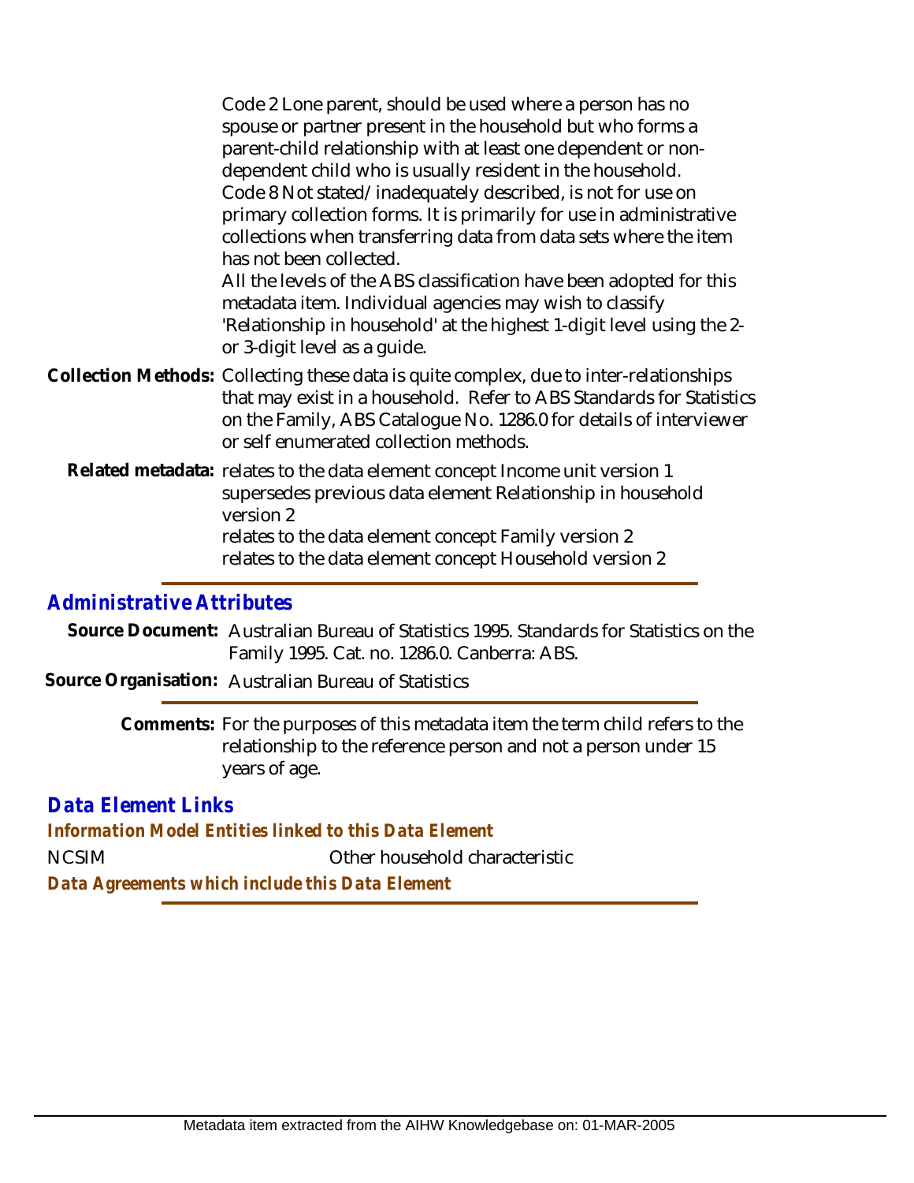Code 2 Lone parent, should be used where a person has no spouse or partner present in the household but who forms a parent-child relationship with at least one dependent or non-dependent child who is usually resident in the household.
Code 8 Not stated/inadequately described, is not for use on primary collection forms. It is primarily for use in administrative collections when transferring data from data sets where the item has not been collected.
All the levels of the ABS classification have been adopted for this metadata item. Individual agencies may wish to classify 'Relationship in household' at the highest 1-digit level using the 2- or 3-digit level as a guide.

**Collection Methods:** Collecting these data is quite complex, due to inter-relationships that may exist in a household. Refer to ABS Standards for Statistics on the Family, ABS Catalogue No. 1286.0 for details of interviewer or self enumerated collection methods.

**Related metadata:** relates to the data element concept Income unit version 1
supersedes previous data element Relationship in household version 2
relates to the data element concept Family version 2
relates to the data element concept Household version 2

## Administrative Attributes

**Source Document:** Australian Bureau of Statistics 1995. Standards for Statistics on the Family 1995. Cat. no. 1286.0. Canberra: ABS.

**Source Organisation:** Australian Bureau of Statistics

**Comments:** For the purposes of this metadata item the term child refers to the relationship to the reference person and not a person under 15 years of age.

## Data Element Links

### Information Model Entities linked to this Data Element

| | |
|---|---|
| NCSIM | Other household characteristic |

### Data Agreements which include this Data Element

Metadata item extracted from the AIHW Knowledgebase on: 01-MAR-2005